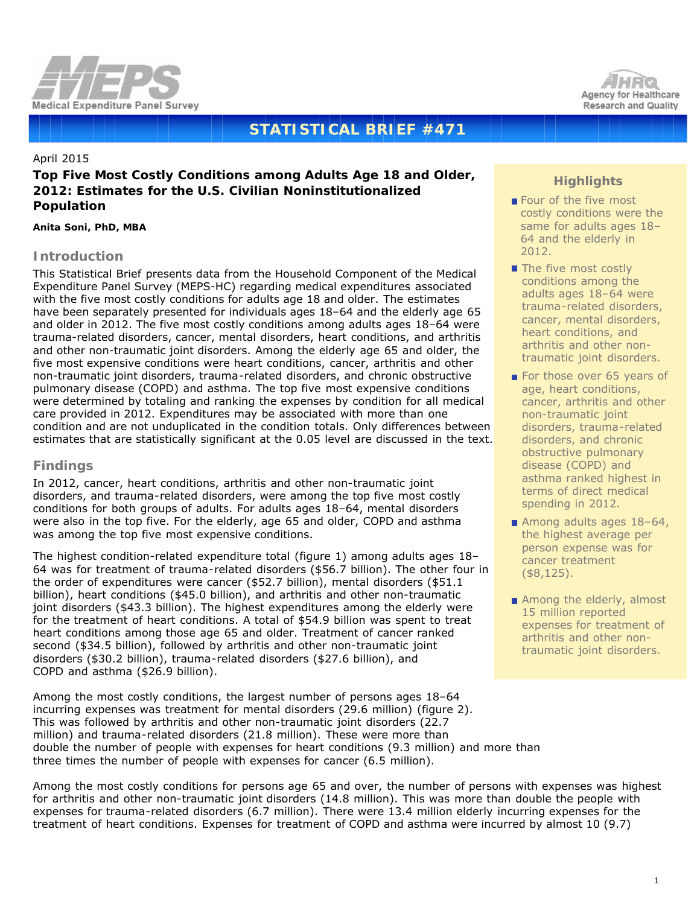# STATISTICAL BRIEF #471

April 2015

## Top Five Most Costly Conditions among Adults Age 18 and Older, 2012: Estimates for the U.S. Civilian Noninstitutionalized Population

**Anita Soni, PhD, MBA**

## Introduction

This Statistical Brief presents data from the Household Component of the Medical Expenditure Panel Survey (MEPS-HC) regarding medical expenditures associated with the five most costly conditions for adults age 18 and older. The estimates have been separately presented for individuals ages 18–64 and the elderly age 65 and older in 2012. The five most costly conditions among adults ages 18–64 were trauma-related disorders, cancer, mental disorders, heart conditions, and arthritis and other non-traumatic joint disorders. Among the elderly age 65 and older, the five most expensive conditions were heart conditions, cancer, arthritis and other non-traumatic joint disorders, trauma-related disorders, and chronic obstructive pulmonary disease (COPD) and asthma. The top five most expensive conditions were determined by totaling and ranking the expenses by condition for all medical care provided in 2012. Expenditures may be associated with more than one condition and are not unduplicated in the condition totals. Only differences between estimates that are statistically significant at the 0.05 level are discussed in the text.

## Highlights

- Four of the five most costly conditions were the same for adults ages 18–64 and the elderly in 2012.
- The five most costly conditions among the adults ages 18–64 were trauma-related disorders, cancer, mental disorders, heart conditions, and arthritis and other non-traumatic joint disorders.
- For those over 65 years of age, heart conditions, cancer, arthritis and other non-traumatic joint disorders, trauma-related disorders, and chronic obstructive pulmonary disease (COPD) and asthma ranked highest in terms of direct medical spending in 2012.
- Among adults ages 18–64, the highest average per person expense was for cancer treatment ($8,125).
- Among the elderly, almost 15 million reported expenses for treatment of arthritis and other non-traumatic joint disorders.

## Findings

In 2012, cancer, heart conditions, arthritis and other non-traumatic joint disorders, and trauma-related disorders, were among the top five most costly conditions for both groups of adults. For adults ages 18–64, mental disorders were also in the top five. For the elderly, age 65 and older, COPD and asthma was among the top five most expensive conditions.

The highest condition-related expenditure total (figure 1) among adults ages 18–64 was for treatment of trauma-related disorders ($56.7 billion). The other four in the order of expenditures were cancer ($52.7 billion), mental disorders ($51.1 billion), heart conditions ($45.0 billion), and arthritis and other non-traumatic joint disorders ($43.3 billion). The highest expenditures among the elderly were for the treatment of heart conditions. A total of $54.9 billion was spent to treat heart conditions among those age 65 and older. Treatment of cancer ranked second ($34.5 billion), followed by arthritis and other non-traumatic joint disorders ($30.2 billion), trauma-related disorders ($27.6 billion), and COPD and asthma ($26.9 billion).

Among the most costly conditions, the largest number of persons ages 18–64 incurring expenses was treatment for mental disorders (29.6 million) (figure 2). This was followed by arthritis and other non-traumatic joint disorders (22.7 million) and trauma-related disorders (21.8 million). These were more than double the number of people with expenses for heart conditions (9.3 million) and more than three times the number of people with expenses for cancer (6.5 million).

Among the most costly conditions for persons age 65 and over, the number of persons with expenses was highest for arthritis and other non-traumatic joint disorders (14.8 million). This was more than double the people with expenses for trauma-related disorders (6.7 million). There were 13.4 million elderly incurring expenses for the treatment of heart conditions. Expenses for treatment of COPD and asthma were incurred by almost 10 (9.7)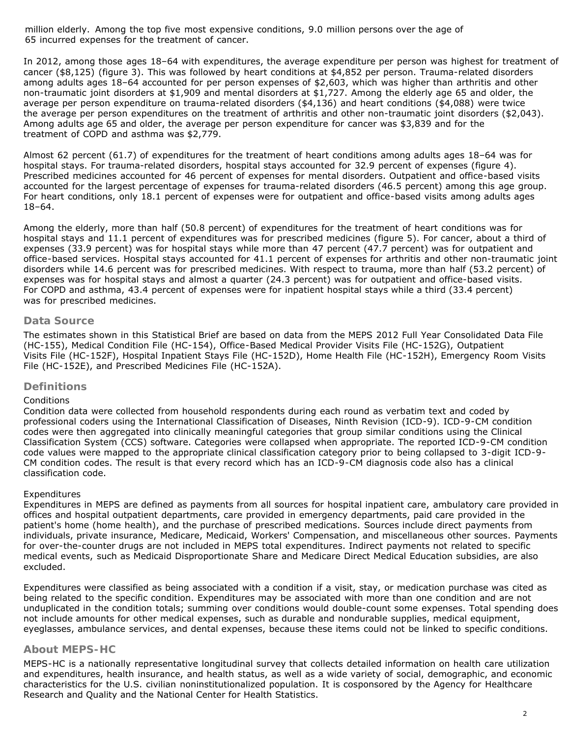million elderly. Among the top five most expensive conditions, 9.0 million persons over the age of 65 incurred expenses for the treatment of cancer.

In 2012, among those ages 18–64 with expenditures, the average expenditure per person was highest for treatment of cancer ($8,125) (figure 3). This was followed by heart conditions at $4,852 per person. Trauma-related disorders among adults ages 18–64 accounted for per person expenses of $2,603, which was higher than arthritis and other non-traumatic joint disorders at $1,909 and mental disorders at $1,727. Among the elderly age 65 and older, the average per person expenditure on trauma-related disorders ($4,136) and heart conditions ($4,088) were twice the average per person expenditures on the treatment of arthritis and other non-traumatic joint disorders ($2,043). Among adults age 65 and older, the average per person expenditure for cancer was $3,839 and for the treatment of COPD and asthma was $2,779.

Almost 62 percent (61.7) of expenditures for the treatment of heart conditions among adults ages 18–64 was for hospital stays. For trauma-related disorders, hospital stays accounted for 32.9 percent of expenses (figure 4). Prescribed medicines accounted for 46 percent of expenses for mental disorders. Outpatient and office-based visits accounted for the largest percentage of expenses for trauma-related disorders (46.5 percent) among this age group. For heart conditions, only 18.1 percent of expenses were for outpatient and office-based visits among adults ages 18–64.

Among the elderly, more than half (50.8 percent) of expenditures for the treatment of heart conditions was for hospital stays and 11.1 percent of expenditures was for prescribed medicines (figure 5). For cancer, about a third of expenses (33.9 percent) was for hospital stays while more than 47 percent (47.7 percent) was for outpatient and office-based services. Hospital stays accounted for 41.1 percent of expenses for arthritis and other non-traumatic joint disorders while 14.6 percent was for prescribed medicines. With respect to trauma, more than half (53.2 percent) of expenses was for hospital stays and almost a quarter (24.3 percent) was for outpatient and office-based visits. For COPD and asthma, 43.4 percent of expenses were for inpatient hospital stays while a third (33.4 percent) was for prescribed medicines.

## Data Source

The estimates shown in this Statistical Brief are based on data from the MEPS 2012 Full Year Consolidated Data File (HC-155), Medical Condition File (HC-154), Office-Based Medical Provider Visits File (HC-152G), Outpatient Visits File (HC-152F), Hospital Inpatient Stays File (HC-152D), Home Health File (HC-152H), Emergency Room Visits File (HC-152E), and Prescribed Medicines File (HC-152A).

## Definitions

Conditions
Condition data were collected from household respondents during each round as verbatim text and coded by professional coders using the International Classification of Diseases, Ninth Revision (ICD-9). ICD-9-CM condition codes were then aggregated into clinically meaningful categories that group similar conditions using the Clinical Classification System (CCS) software. Categories were collapsed when appropriate. The reported ICD-9-CM condition code values were mapped to the appropriate clinical classification category prior to being collapsed to 3-digit ICD-9-CM condition codes. The result is that every record which has an ICD-9-CM diagnosis code also has a clinical classification code.

Expenditures
Expenditures in MEPS are defined as payments from all sources for hospital inpatient care, ambulatory care provided in offices and hospital outpatient departments, care provided in emergency departments, paid care provided in the patient's home (home health), and the purchase of prescribed medications. Sources include direct payments from individuals, private insurance, Medicare, Medicaid, Workers' Compensation, and miscellaneous other sources. Payments for over-the-counter drugs are not included in MEPS total expenditures. Indirect payments not related to specific medical events, such as Medicaid Disproportionate Share and Medicare Direct Medical Education subsidies, are also excluded.

Expenditures were classified as being associated with a condition if a visit, stay, or medication purchase was cited as being related to the specific condition. Expenditures may be associated with more than one condition and are not unduplicated in the condition totals; summing over conditions would double-count some expenses. Total spending does not include amounts for other medical expenses, such as durable and nondurable supplies, medical equipment, eyeglasses, ambulance services, and dental expenses, because these items could not be linked to specific conditions.

## About MEPS-HC

MEPS-HC is a nationally representative longitudinal survey that collects detailed information on health care utilization and expenditures, health insurance, and health status, as well as a wide variety of social, demographic, and economic characteristics for the U.S. civilian noninstitutionalized population. It is cosponsored by the Agency for Healthcare Research and Quality and the National Center for Health Statistics.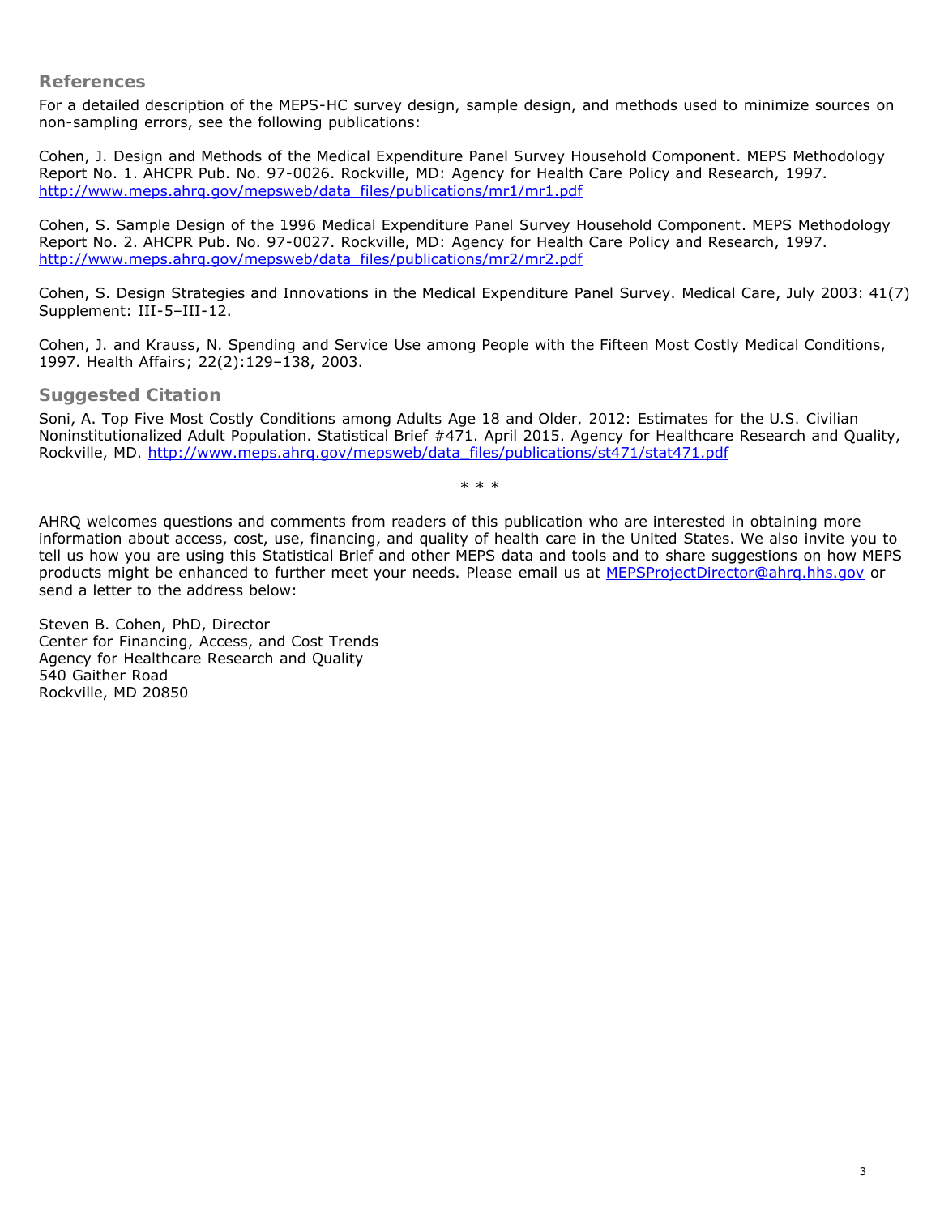## References

For a detailed description of the MEPS-HC survey design, sample design, and methods used to minimize sources on non-sampling errors, see the following publications:

Cohen, J. Design and Methods of the Medical Expenditure Panel Survey Household Component. MEPS Methodology Report No. 1. AHCPR Pub. No. 97-0026. Rockville, MD: Agency for Health Care Policy and Research, 1997. http://www.meps.ahrq.gov/mepsweb/data_files/publications/mr1/mr1.pdf

Cohen, S. Sample Design of the 1996 Medical Expenditure Panel Survey Household Component. MEPS Methodology Report No. 2. AHCPR Pub. No. 97-0027. Rockville, MD: Agency for Health Care Policy and Research, 1997. http://www.meps.ahrq.gov/mepsweb/data_files/publications/mr2/mr2.pdf

Cohen, S. Design Strategies and Innovations in the Medical Expenditure Panel Survey. Medical Care, July 2003: 41(7) Supplement: III-5–III-12.

Cohen, J. and Krauss, N. Spending and Service Use among People with the Fifteen Most Costly Medical Conditions, 1997. Health Affairs; 22(2):129–138, 2003.

## Suggested Citation

Soni, A. Top Five Most Costly Conditions among Adults Age 18 and Older, 2012: Estimates for the U.S. Civilian Noninstitutionalized Adult Population. Statistical Brief #471. April 2015. Agency for Healthcare Research and Quality, Rockville, MD. http://www.meps.ahrq.gov/mepsweb/data_files/publications/st471/stat471.pdf

\* \* \*

AHRQ welcomes questions and comments from readers of this publication who are interested in obtaining more information about access, cost, use, financing, and quality of health care in the United States. We also invite you to tell us how you are using this Statistical Brief and other MEPS data and tools and to share suggestions on how MEPS products might be enhanced to further meet your needs. Please email us at MEPSProjectDirector@ahrq.hhs.gov or send a letter to the address below:

Steven B. Cohen, PhD, Director
Center for Financing, Access, and Cost Trends
Agency for Healthcare Research and Quality
540 Gaither Road
Rockville, MD 20850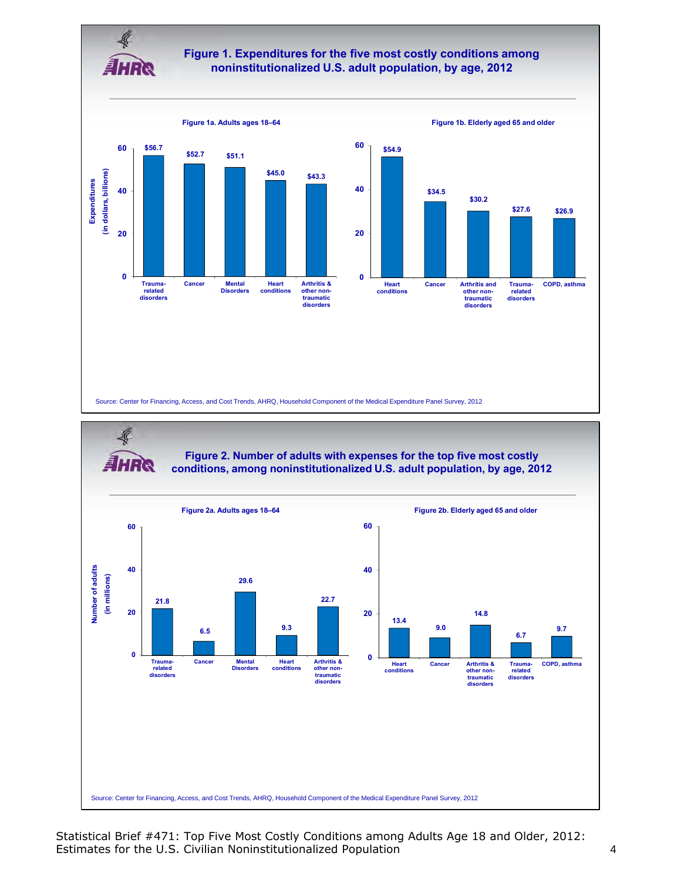## Figure 1. Expenditures for the five most costly conditions among noninstitutionalized U.S. adult population, by age, 2012

**Figure 1a. Adults ages 18–64**

Expenditures (in dollars, billions)

| Condition | Expenditures |
|---|---|
| Trauma-related disorders | $56.7 |
| Cancer | $52.7 |
| Mental Disorders | $51.1 |
| Heart conditions | $45.0 |
| Arthritis & other non-traumatic disorders | $43.3 |

**Figure 1b. Elderly aged 65 and older**

| Condition | Expenditures |
|---|---|
| Heart conditions | $54.9 |
| Cancer | $34.5 |
| Arthritis and other non-traumatic disorders | $30.2 |
| Trauma-related disorders | $27.6 |
| COPD, asthma | $26.9 |

Source: Center for Financing, Access, and Cost Trends, AHRQ, Household Component of the Medical Expenditure Panel Survey, 2012

## Figure 2. Number of adults with expenses for the top five most costly conditions, among noninstitutionalized U.S. adult population, by age, 2012

**Figure 2a. Adults ages 18–64**

Number of adults (in millions)

| Condition | Number of adults |
|---|---|
| Trauma-related disorders | 21.8 |
| Cancer | 6.5 |
| Mental Disorders | 29.6 |
| Heart conditions | 9.3 |
| Arthritis & other non-traumatic disorders | 22.7 |

**Figure 2b. Elderly aged 65 and older**

| Condition | Number of adults |
|---|---|
| Heart conditions | 13.4 |
| Cancer | 9.0 |
| Arthritis & other non-traumatic disorders | 14.8 |
| Trauma-related disorders | 6.7 |
| COPD, asthma | 9.7 |

Source: Center for Financing, Access, and Cost Trends, AHRQ, Household Component of the Medical Expenditure Panel Survey, 2012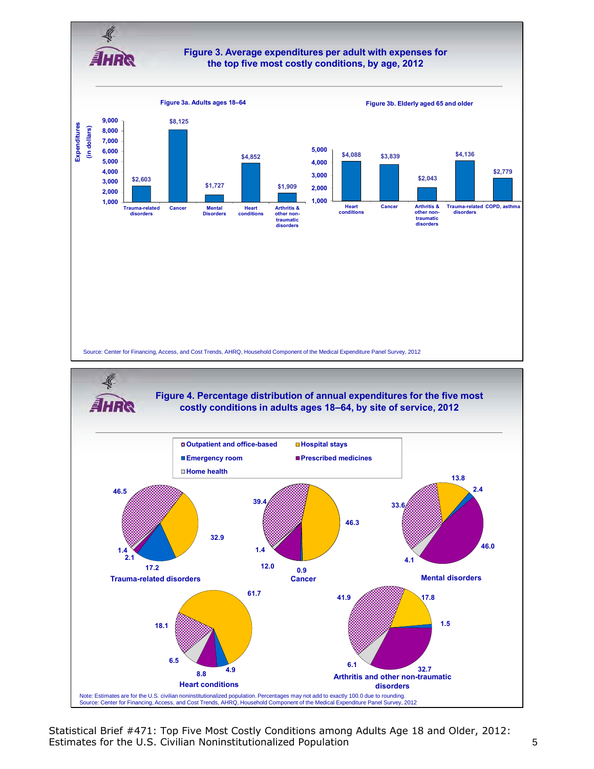## Figure 3. Average expenditures per adult with expenses for the top five most costly conditions, by age, 2012

**Figure 3a. Adults ages 18–64**

| Condition | Expenditures (in dollars) |
|---|---|
| Trauma-related disorders | $2,603 |
| Cancer | $8,125 |
| Mental Disorders | $1,727 |
| Heart conditions | $4,852 |
| Arthritis & other non-traumatic disorders | $1,909 |

**Figure 3b. Elderly aged 65 and older**

| Condition | Expenditures (in dollars) |
|---|---|
| Heart conditions | $4,088 |
| Cancer | $3,839 |
| Arthritis & other non-traumatic disorders | $2,043 |
| Trauma-related disorders | $4,136 |
| COPD, asthma | $2,779 |

Source: Center for Financing, Access, and Cost Trends, AHRQ, Household Component of the Medical Expenditure Panel Survey, 2012

## Figure 4. Percentage distribution of annual expenditures for the five most costly conditions in adults ages 18–64, by site of service, 2012

| Condition | Outpatient and office-based | Hospital stays | Emergency room | Prescribed medicines | Home health |
|---|---|---|---|---|---|
| Trauma-related disorders | 46.5 | 32.9 | 17.2 | 2.1 | 1.4 |
| Cancer | 39.4 | 46.3 | 0.9 | 12.0 | 1.4 |
| Mental disorders | 33.6 | 13.8 | 2.4 | 46.0 | 4.1 |
| Heart conditions | 18.1 | 61.7 | 4.9 | 8.8 | 6.5 |
| Arthritis and other non-traumatic disorders | 41.9 | 17.8 | 1.5 | 32.7 | 6.1 |

Note: Estimates are for the U.S. civilian noninstitutionalized population. Percentages may not add to exactly 100.0 due to rounding.
Source: Center for Financing, Access, and Cost Trends, AHRQ, Household Component of the Medical Expenditure Panel Survey, 2012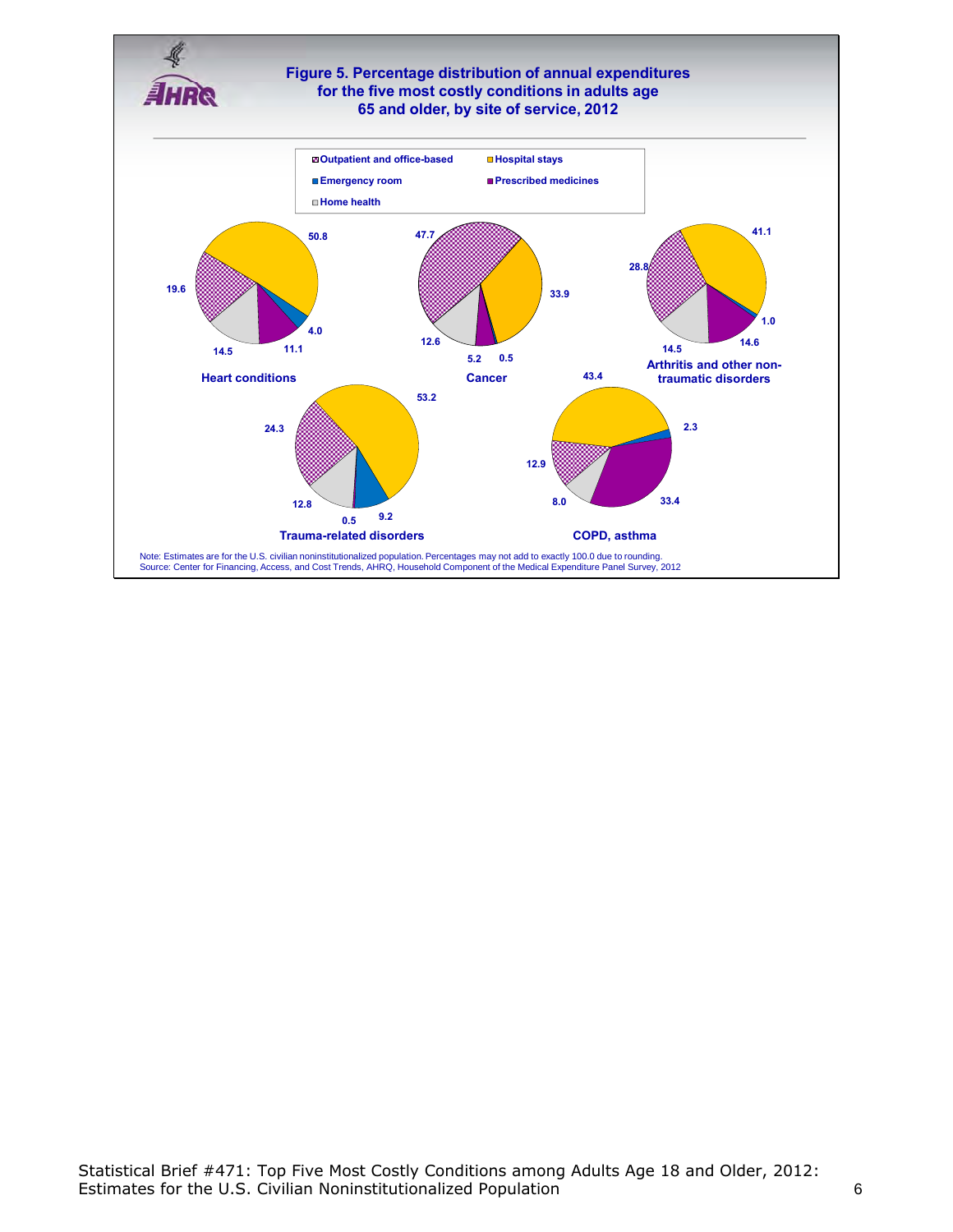**Figure 5. Percentage distribution of annual expenditures for the five most costly conditions in adults age 65 and older, by site of service, 2012**

Outpatient and office-based
Hospital stays
Emergency room
Prescribed medicines
Home health

Heart conditions
50.8
19.6
14.5
11.1
4.0

Cancer
47.7
33.9
12.6
5.2
0.5

Arthritis and other non-traumatic disorders
41.1
28.8
14.5
14.6
1.0

Trauma-related disorders
53.2
24.3
12.8
0.5
9.2

COPD, asthma
43.4
12.9
8.0
33.4
2.3

Note: Estimates are for the U.S. civilian noninstitutionalized population. Percentages may not add to exactly 100.0 due to rounding.
Source: Center for Financing, Access, and Cost Trends, AHRQ, Household Component of the Medical Expenditure Panel Survey, 2012